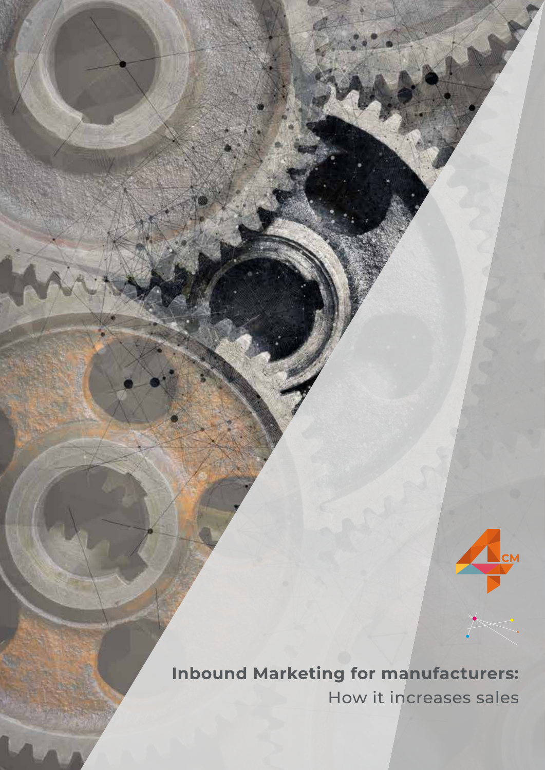# Inbound Marketing for manufacturers:

How it increases sales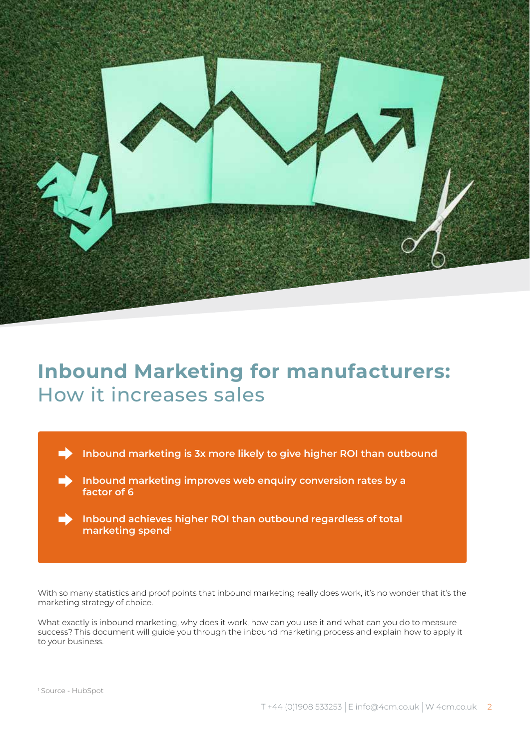# Inbound Marketing for manufacturers: How it increases sales

- **Inbound marketing is 3x more likely to give higher ROI than outbound**
- **Inbound marketing improves web enquiry conversion rates by a factor of 6**
- **Inbound achieves higher ROI than outbound regardless of total marketing spend[1]**

With so many statistics and proof points that inbound marketing really does work, it's no wonder that it's the marketing strategy of choice.

What exactly is inbound marketing, why does it work, how can you use it and what can you do to measure success? This document will guide you through the inbound marketing process and explain how to apply it to your business.

[1] Source - HubSpot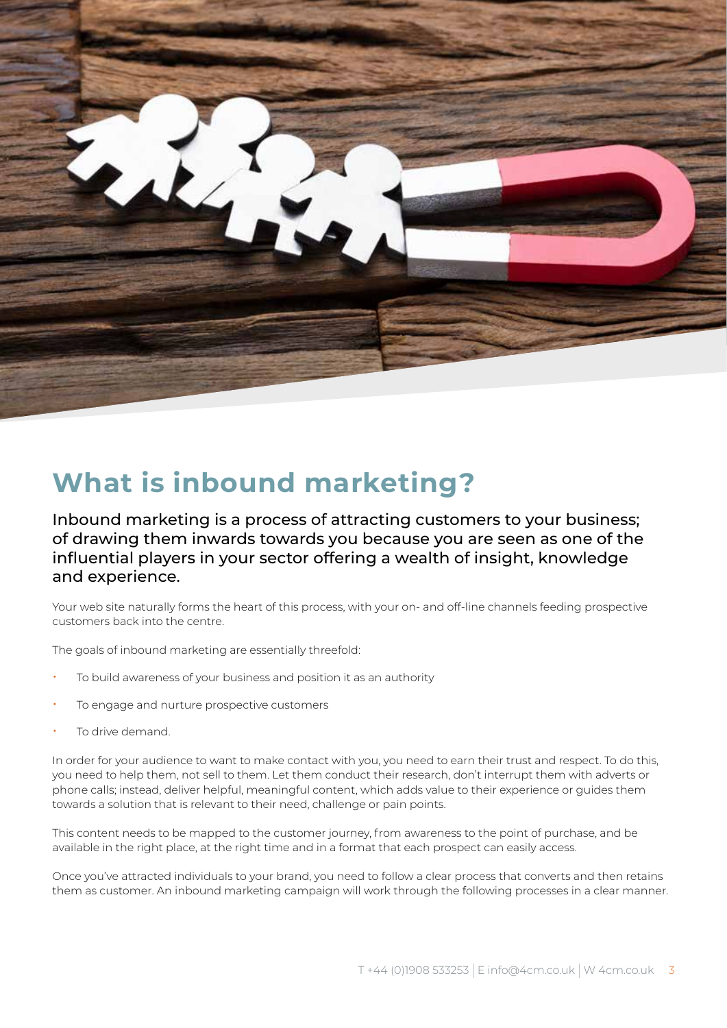# What is inbound marketing?

Inbound marketing is a process of attracting customers to your business; of drawing them inwards towards you because you are seen as one of the influential players in your sector offering a wealth of insight, knowledge and experience.

Your web site naturally forms the heart of this process, with your on- and off-line channels feeding prospective customers back into the centre.

The goals of inbound marketing are essentially threefold:

- To build awareness of your business and position it as an authority
- To engage and nurture prospective customers
- To drive demand.

In order for your audience to want to make contact with you, you need to earn their trust and respect. To do this, you need to help them, not sell to them. Let them conduct their research, don't interrupt them with adverts or phone calls; instead, deliver helpful, meaningful content, which adds value to their experience or guides them towards a solution that is relevant to their need, challenge or pain points.

This content needs to be mapped to the customer journey, from awareness to the point of purchase, and be available in the right place, at the right time and in a format that each prospect can easily access.

Once you've attracted individuals to your brand, you need to follow a clear process that converts and then retains them as customer. An inbound marketing campaign will work through the following processes in a clear manner.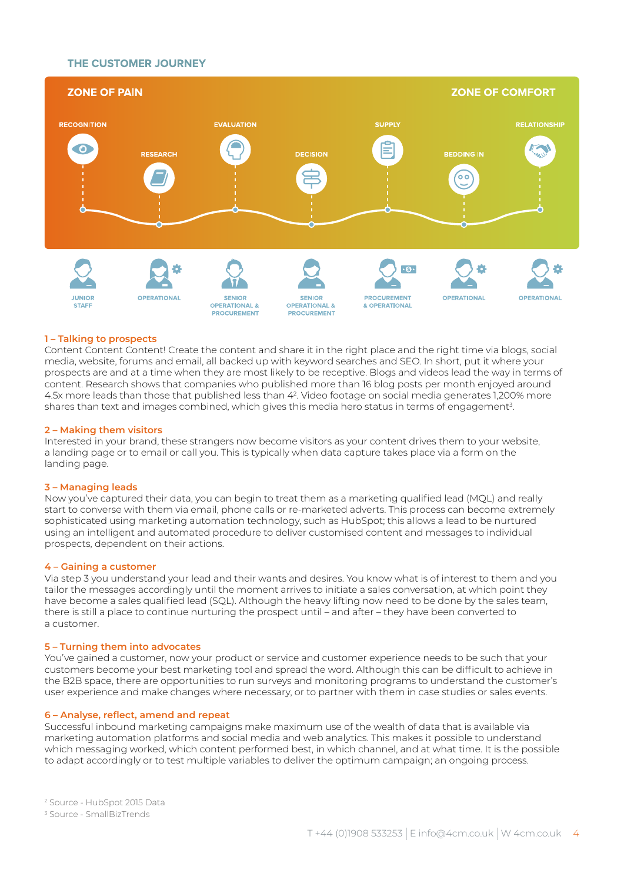## THE CUSTOMER JOURNEY

ZONE OF PAIN — ZONE OF COMFORT

| RECOGNITION | RESEARCH | EVALUATION | DECISION | SUPPLY | BEDDING IN | RELATIONSHIP |
|---|---|---|---|---|---|---|
| JUNIOR STAFF | OPERATIONAL | SENIOR OPERATIONAL & PROCUREMENT | SENIOR OPERATIONAL & PROCUREMENT | PROCUREMENT & OPERATIONAL | OPERATIONAL | OPERATIONAL |

### 1 – Talking to prospects

Content Content Content! Create the content and share it in the right place and the right time via blogs, social media, website, forums and email, all backed up with keyword searches and SEO. In short, put it where your prospects are and at a time when they are most likely to be receptive. Blogs and videos lead the way in terms of content. Research shows that companies who published more than 16 blog posts per month enjoyed around 4.5x more leads than those that published less than 4[2]. Video footage on social media generates 1,200% more shares than text and images combined, which gives this media hero status in terms of engagement[3].

### 2 – Making them visitors

Interested in your brand, these strangers now become visitors as your content drives them to your website, a landing page or to email or call you. This is typically when data capture takes place via a form on the landing page.

### 3 – Managing leads

Now you've captured their data, you can begin to treat them as a marketing qualified lead (MQL) and really start to converse with them via email, phone calls or re-marketed adverts. This process can become extremely sophisticated using marketing automation technology, such as HubSpot; this allows a lead to be nurtured using an intelligent and automated procedure to deliver customised content and messages to individual prospects, dependent on their actions.

### 4 – Gaining a customer

Via step 3 you understand your lead and their wants and desires. You know what is of interest to them and you tailor the messages accordingly until the moment arrives to initiate a sales conversation, at which point they have become a sales qualified lead (SQL). Although the heavy lifting now need to be done by the sales team, there is still a place to continue nurturing the prospect until – and after – they have been converted to a customer.

### 5 – Turning them into advocates

You've gained a customer, now your product or service and customer experience needs to be such that your customers become your best marketing tool and spread the word. Although this can be difficult to achieve in the B2B space, there are opportunities to run surveys and monitoring programs to understand the customer's user experience and make changes where necessary, or to partner with them in case studies or sales events.

### 6 – Analyse, reflect, amend and repeat

Successful inbound marketing campaigns make maximum use of the wealth of data that is available via marketing automation platforms and social media and web analytics. This makes it possible to understand which messaging worked, which content performed best, in which channel, and at what time. It is the possible to adapt accordingly or to test multiple variables to deliver the optimum campaign; an ongoing process.

[2] Source - HubSpot 2015 Data
[3] Source - SmallBizTrends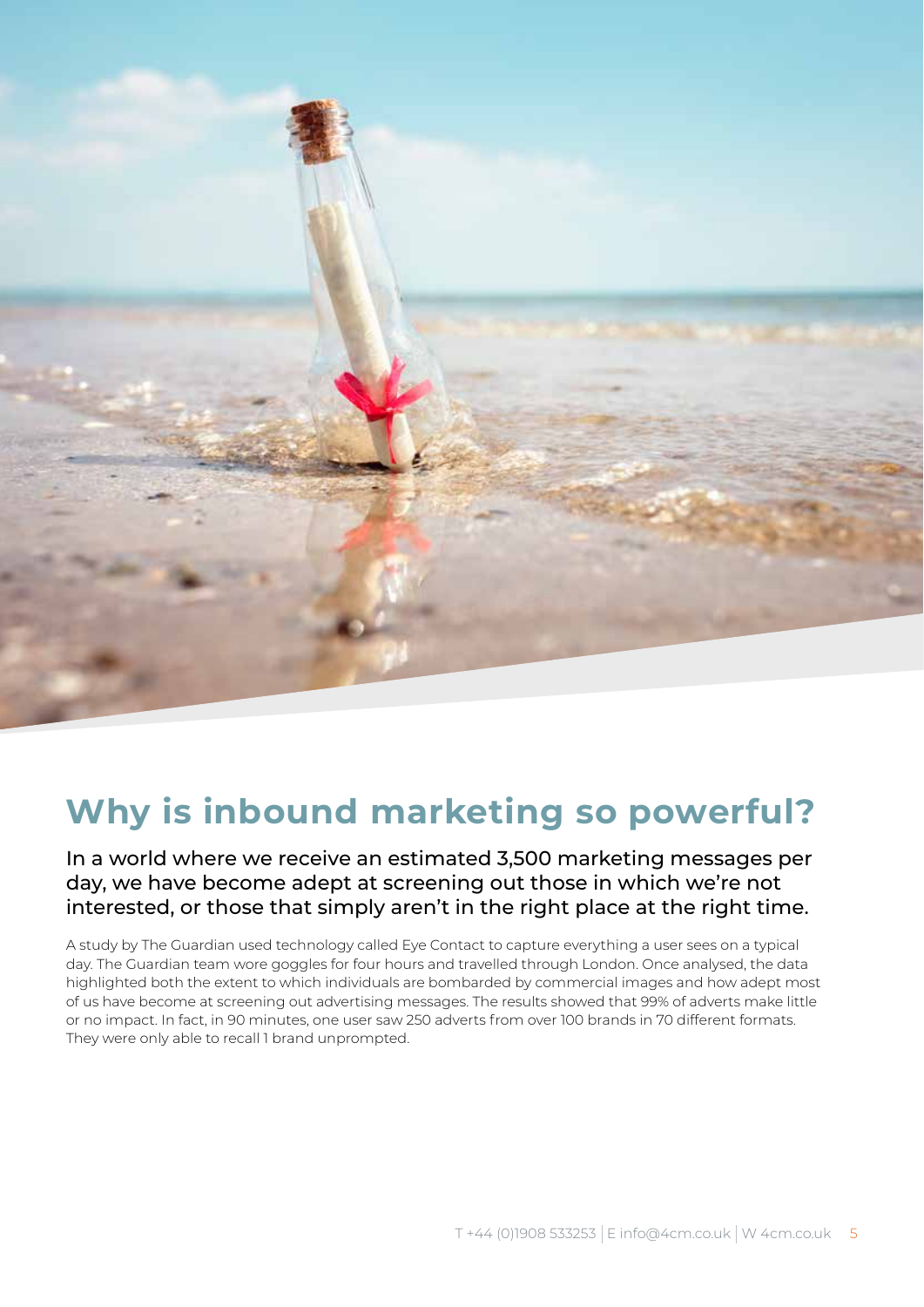## Why is inbound marketing so powerful?

In a world where we receive an estimated 3,500 marketing messages per day, we have become adept at screening out those in which we're not interested, or those that simply aren't in the right place at the right time.

A study by The Guardian used technology called Eye Contact to capture everything a user sees on a typical day. The Guardian team wore goggles for four hours and travelled through London. Once analysed, the data highlighted both the extent to which individuals are bombarded by commercial images and how adept most of us have become at screening out advertising messages. The results showed that 99% of adverts make little or no impact. In fact, in 90 minutes, one user saw 250 adverts from over 100 brands in 70 different formats. They were only able to recall 1 brand unprompted.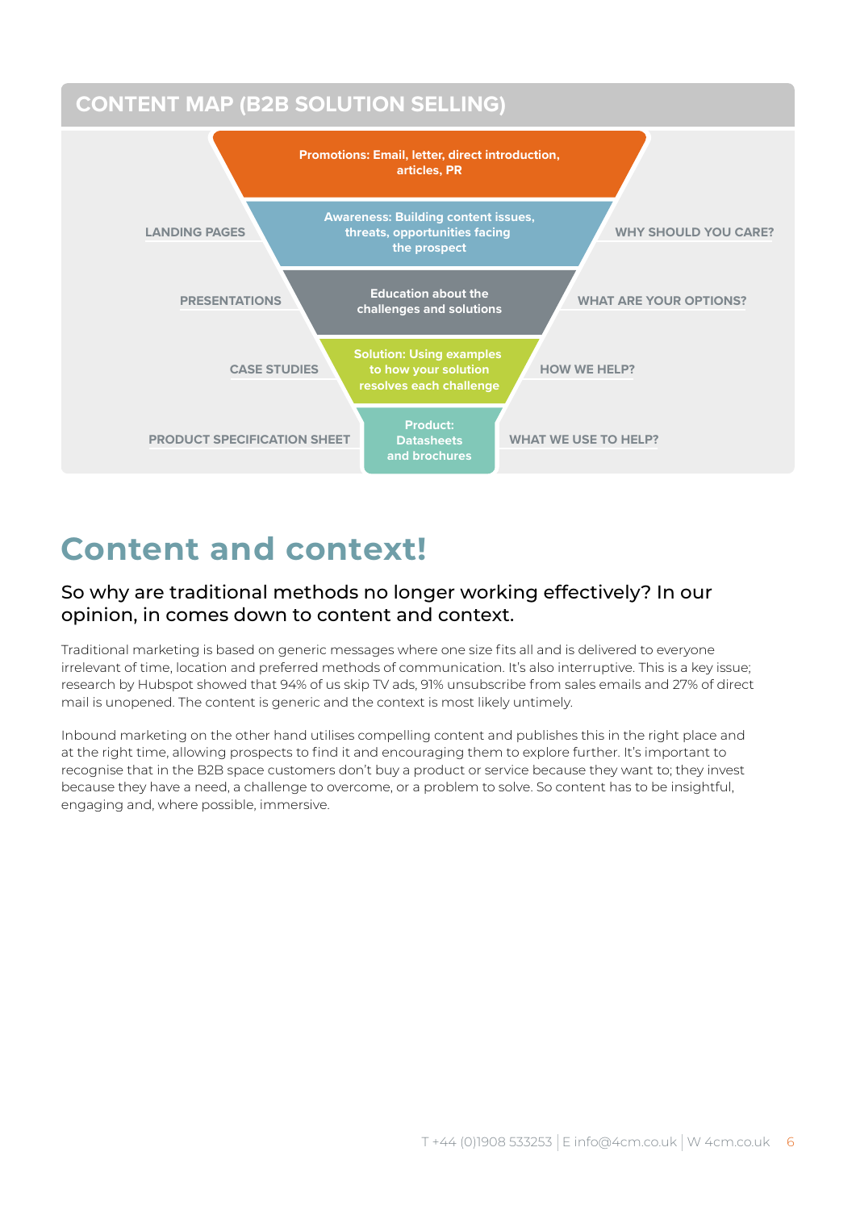## CONTENT MAP (B2B SOLUTION SELLING)

| Content type | Funnel stage | Question |
| --- | --- | --- |
| | Promotions: Email, letter, direct introduction, articles, PR | |
| LANDING PAGES | Awareness: Building content issues, threats, opportunities facing the prospect | WHY SHOULD YOU CARE? |
| PRESENTATIONS | Education about the challenges and solutions | WHAT ARE YOUR OPTIONS? |
| CASE STUDIES | Solution: Using examples to how your solution resolves each challenge | HOW WE HELP? |
| PRODUCT SPECIFICATION SHEET | Product: Datasheets and brochures | WHAT WE USE TO HELP? |

# Content and context!

### So why are traditional methods no longer working effectively? In our opinion, in comes down to content and context.

Traditional marketing is based on generic messages where one size fits all and is delivered to everyone irrelevant of time, location and preferred methods of communication. It's also interruptive. This is a key issue; research by Hubspot showed that 94% of us skip TV ads, 91% unsubscribe from sales emails and 27% of direct mail is unopened. The content is generic and the context is most likely untimely.

Inbound marketing on the other hand utilises compelling content and publishes this in the right place and at the right time, allowing prospects to find it and encouraging them to explore further. It's important to recognise that in the B2B space customers don't buy a product or service because they want to; they invest because they have a need, a challenge to overcome, or a problem to solve. So content has to be insightful, engaging and, where possible, immersive.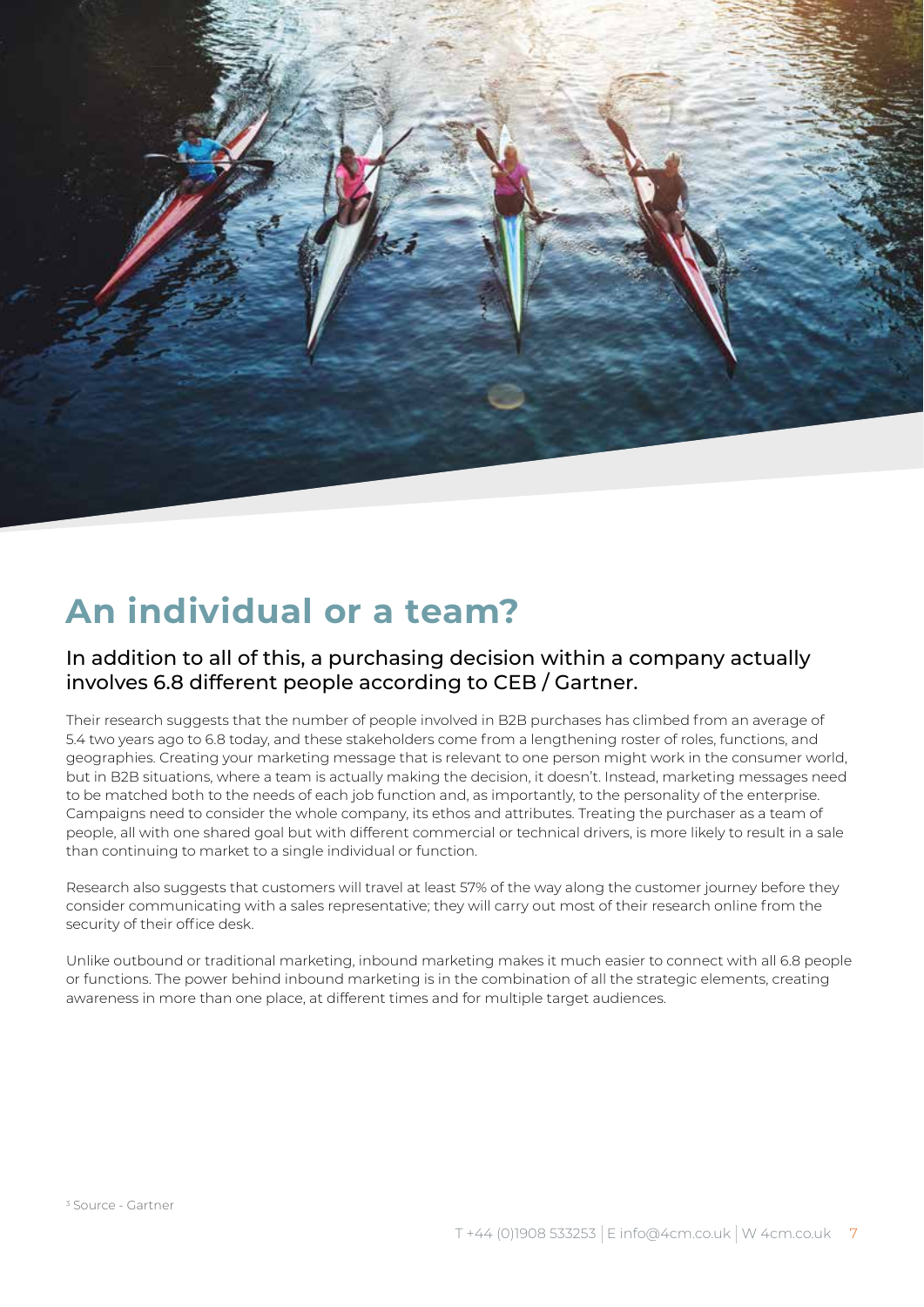# An individual or a team?

## In addition to all of this, a purchasing decision within a company actually involves 6.8 different people according to CEB / Gartner.

Their research suggests that the number of people involved in B2B purchases has climbed from an average of 5.4 two years ago to 6.8 today, and these stakeholders come from a lengthening roster of roles, functions, and geographies. Creating your marketing message that is relevant to one person might work in the consumer world, but in B2B situations, where a team is actually making the decision, it doesn't. Instead, marketing messages need to be matched both to the needs of each job function and, as importantly, to the personality of the enterprise. Campaigns need to consider the whole company, its ethos and attributes. Treating the purchaser as a team of people, all with one shared goal but with different commercial or technical drivers, is more likely to result in a sale than continuing to market to a single individual or function.

Research also suggests that customers will travel at least 57% of the way along the customer journey before they consider communicating with a sales representative; they will carry out most of their research online from the security of their office desk.

Unlike outbound or traditional marketing, inbound marketing makes it much easier to connect with all 6.8 people or functions. The power behind inbound marketing is in the combination of all the strategic elements, creating awareness in more than one place, at different times and for multiple target audiences.

[3] Source - Gartner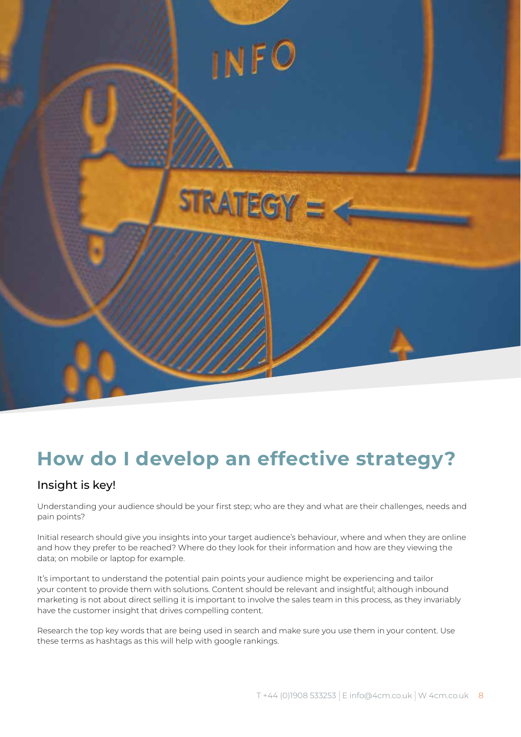# How do I develop an effective strategy?

## Insight is key!

Understanding your audience should be your first step; who are they and what are their challenges, needs and pain points?

Initial research should give you insights into your target audience's behaviour, where and when they are online and how they prefer to be reached? Where do they look for their information and how are they viewing the data; on mobile or laptop for example.

It's important to understand the potential pain points your audience might be experiencing and tailor your content to provide them with solutions. Content should be relevant and insightful; although inbound marketing is not about direct selling it is important to involve the sales team in this process, as they invariably have the customer insight that drives compelling content.

Research the top key words that are being used in search and make sure you use them in your content. Use these terms as hashtags as this will help with google rankings.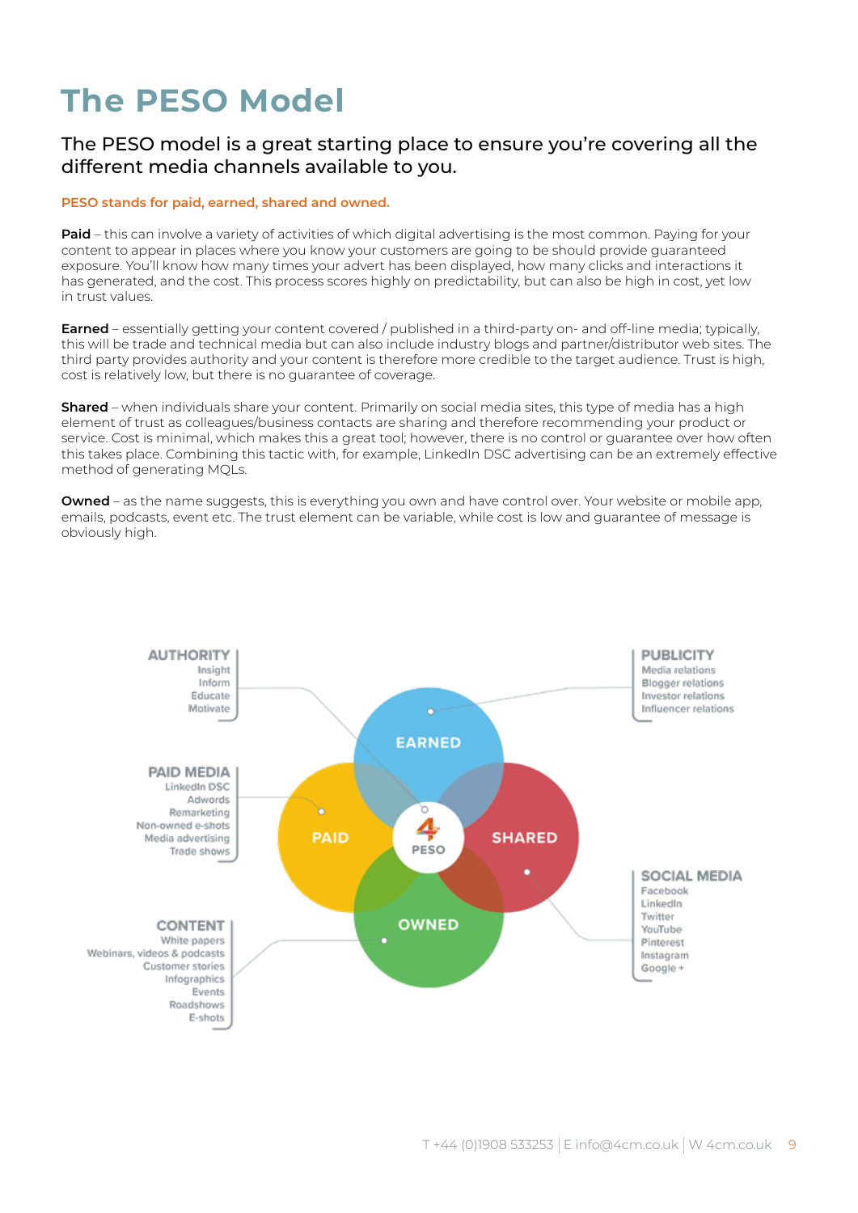# The PESO Model

## The PESO model is a great starting place to ensure you're covering all the different media channels available to you.

**PESO stands for paid, earned, shared and owned.**

**Paid** – this can involve a variety of activities of which digital advertising is the most common. Paying for your content to appear in places where you know your customers are going to be should provide guaranteed exposure. You'll know how many times your advert has been displayed, how many clicks and interactions it has generated, and the cost. This process scores highly on predictability, but can also be high in cost, yet low in trust values.

**Earned** – essentially getting your content covered / published in a third-party on- and off-line media; typically, this will be trade and technical media but can also include industry blogs and partner/distributor web sites. The third party provides authority and your content is therefore more credible to the target audience. Trust is high, cost is relatively low, but there is no guarantee of coverage.

**Shared** – when individuals share your content. Primarily on social media sites, this type of media has a high element of trust as colleagues/business contacts are sharing and therefore recommending your product or service. Cost is minimal, which makes this a great tool; however, there is no control or guarantee over how often this takes place. Combining this tactic with, for example, LinkedIn DSC advertising can be an extremely effective method of generating MQLs.

**Owned** – as the name suggests, this is everything you own and have control over. Your website or mobile app, emails, podcasts, event etc. The trust element can be variable, while cost is low and guarantee of message is obviously high.

**AUTHORITY**
Insight
Inform
Educate
Motivate

**PUBLICITY**
Media relations
Blogger relations
Investor relations
Influencer relations

**PAID MEDIA**
LinkedIn DSC
Adwords
Remarketing
Non-owned e-shots
Media advertising
Trade shows

**SOCIAL MEDIA**
Facebook
LinkedIn
Twitter
YouTube
Pinterest
Instagram
Google +

**CONTENT**
White papers
Webinars, videos & podcasts
Customer stories
Infographics
Events
Roadshows
E-shots

EARNED · PAID · PESO · SHARED · OWNED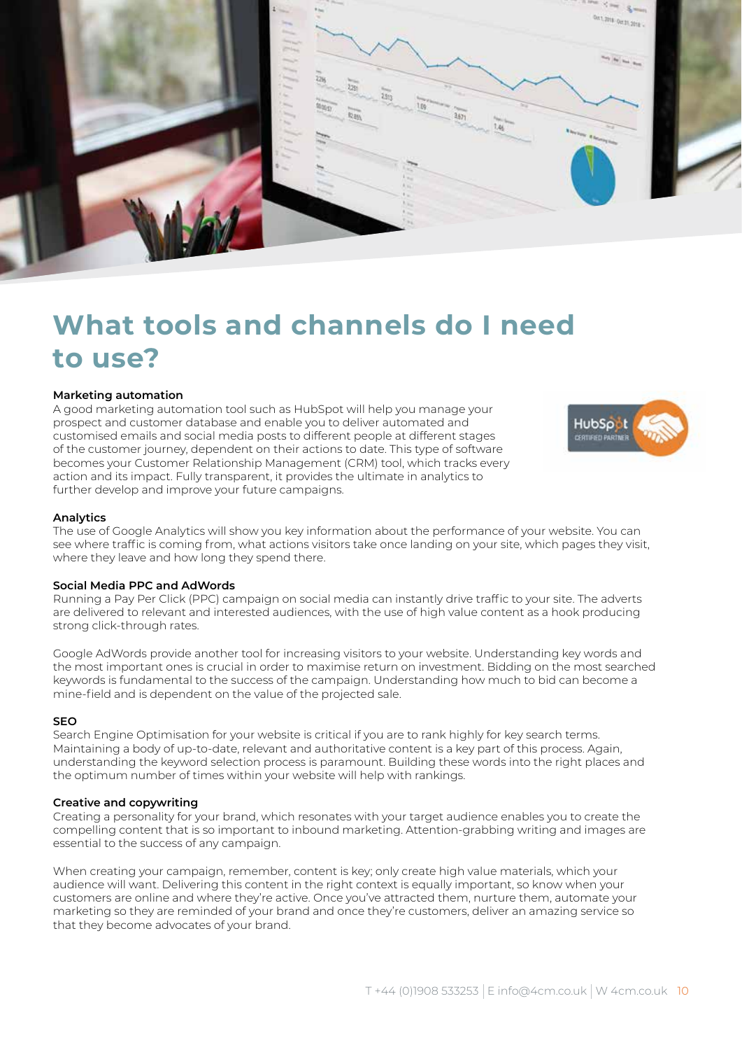# What tools and channels do I need to use?

**Marketing automation**

A good marketing automation tool such as HubSpot will help you manage your prospect and customer database and enable you to deliver automated and customised emails and social media posts to different people at different stages of the customer journey, dependent on their actions to date. This type of software becomes your Customer Relationship Management (CRM) tool, which tracks every action and its impact. Fully transparent, it provides the ultimate in analytics to further develop and improve your future campaigns.

**Analytics**

The use of Google Analytics will show you key information about the performance of your website. You can see where traffic is coming from, what actions visitors take once landing on your site, which pages they visit, where they leave and how long they spend there.

**Social Media PPC and AdWords**

Running a Pay Per Click (PPC) campaign on social media can instantly drive traffic to your site. The adverts are delivered to relevant and interested audiences, with the use of high value content as a hook producing strong click-through rates.

Google AdWords provide another tool for increasing visitors to your website. Understanding key words and the most important ones is crucial in order to maximise return on investment. Bidding on the most searched keywords is fundamental to the success of the campaign. Understanding how much to bid can become a mine-field and is dependent on the value of the projected sale.

**SEO**

Search Engine Optimisation for your website is critical if you are to rank highly for key search terms. Maintaining a body of up-to-date, relevant and authoritative content is a key part of this process. Again, understanding the keyword selection process is paramount. Building these words into the right places and the optimum number of times within your website will help with rankings.

**Creative and copywriting**

Creating a personality for your brand, which resonates with your target audience enables you to create the compelling content that is so important to inbound marketing. Attention-grabbing writing and images are essential to the success of any campaign.

When creating your campaign, remember, content is key; only create high value materials, which your audience will want. Delivering this content in the right context is equally important, so know when your customers are online and where they're active. Once you've attracted them, nurture them, automate your marketing so they are reminded of your brand and once they're customers, deliver an amazing service so that they become advocates of your brand.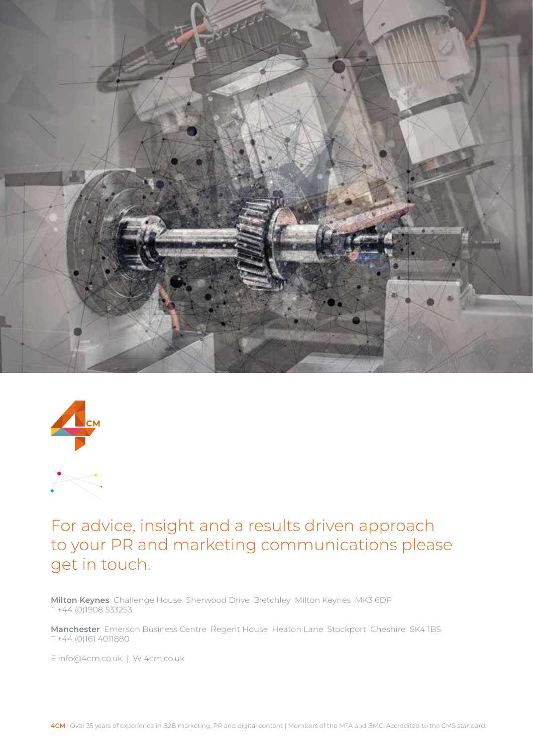For advice, insight and a results driven approach to your PR and marketing communications please get in touch.

**Milton Keynes** Challenge House Sherwood Drive Bletchley Milton Keynes MK3 6DP
T +44 (0)1908 533253

**Manchester** Emerson Business Centre Regent House Heaton Lane Stockport Cheshire SK4 1BS
T +44 (0)161 4011880

E info@4cm.co.uk | W 4cm.co.uk

**4CM** | Over 35 years of experience in B2B marketing, PR and digital content | Members of the MTA and BMC. Accredited to the CMS standard.